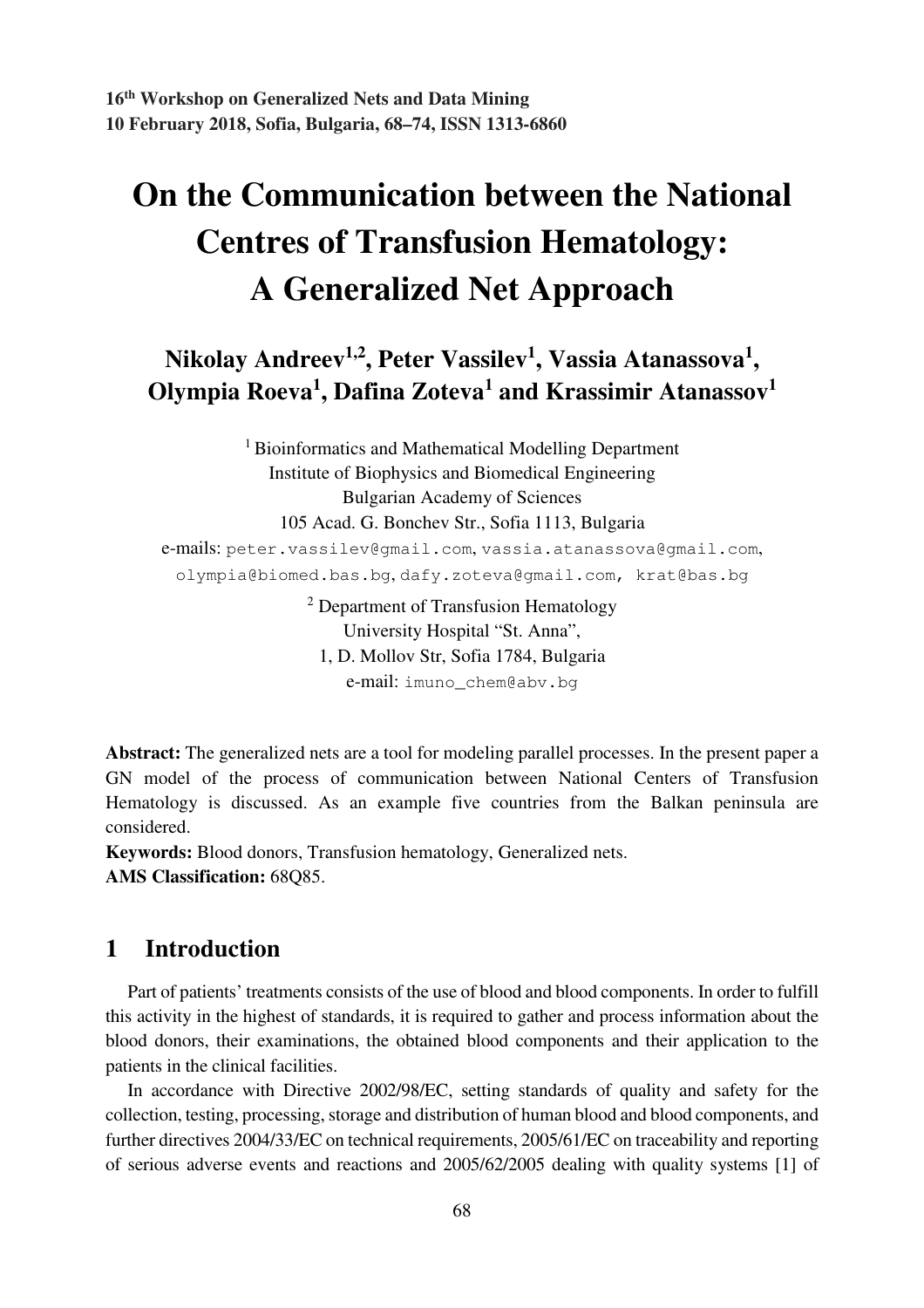# On the Communication between the National Centres of Transfusion Hematology: A Generalized Net Approach

**Nikolay Andreev[1,2], Peter Vassilev[1], Vassia Atanassova[1], Olympia Roeva[1], Dafina Zoteva[1] and Krassimir Atanassov[1]**

[1] Bioinformatics and Mathematical Modelling Department
Institute of Biophysics and Biomedical Engineering
Bulgarian Academy of Sciences
105 Acad. G. Bonchev Str., Sofia 1113, Bulgaria
e-mails: peter.vassilev@gmail.com, vassia.atanassova@gmail.com, olympia@biomed.bas.bg, dafy.zoteva@gmail.com, krat@bas.bg

[2] Department of Transfusion Hematology
University Hospital "St. Anna",
1, D. Mollov Str, Sofia 1784, Bulgaria
e-mail: imuno_chem@abv.bg

**Abstract:** The generalized nets are a tool for modeling parallel processes. In the present paper a GN model of the process of communication between National Centers of Transfusion Hematology is discussed. As an example five countries from the Balkan peninsula are considered.

**Keywords:** Blood donors, Transfusion hematology, Generalized nets.

**AMS Classification:** 68Q85.

## 1 Introduction

Part of patients' treatments consists of the use of blood and blood components. In order to fulfill this activity in the highest of standards, it is required to gather and process information about the blood donors, their examinations, the obtained blood components and their application to the patients in the clinical facilities.

In accordance with Directive 2002/98/EC, setting standards of quality and safety for the collection, testing, processing, storage and distribution of human blood and blood components, and further directives 2004/33/EC on technical requirements, 2005/61/EC on traceability and reporting of serious adverse events and reactions and 2005/62/2005 dealing with quality systems [1] of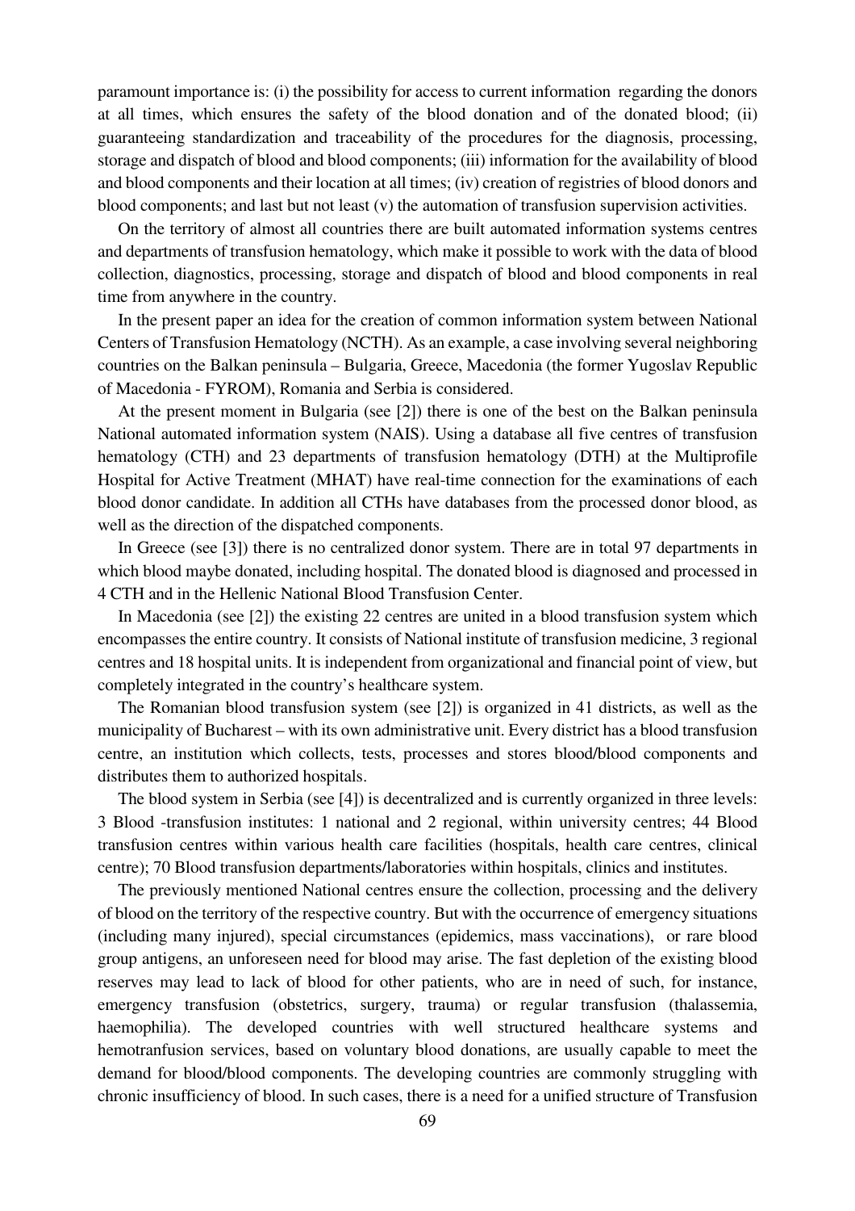paramount importance is: (i) the possibility for access to current information regarding the donors at all times, which ensures the safety of the blood donation and of the donated blood; (ii) guaranteeing standardization and traceability of the procedures for the diagnosis, processing, storage and dispatch of blood and blood components; (iii) information for the availability of blood and blood components and their location at all times; (iv) creation of registries of blood donors and blood components; and last but not least (v) the automation of transfusion supervision activities.

On the territory of almost all countries there are built automated information systems centres and departments of transfusion hematology, which make it possible to work with the data of blood collection, diagnostics, processing, storage and dispatch of blood and blood components in real time from anywhere in the country.

In the present paper an idea for the creation of common information system between National Centers of Transfusion Hematology (NCTH). As an example, a case involving several neighboring countries on the Balkan peninsula – Bulgaria, Greece, Macedonia (the former Yugoslav Republic of Macedonia - FYROM), Romania and Serbia is considered.

At the present moment in Bulgaria (see [2]) there is one of the best on the Balkan peninsula National automated information system (NAIS). Using a database all five centres of transfusion hematology (CTH) and 23 departments of transfusion hematology (DTH) at the Multiprofile Hospital for Active Treatment (MHAT) have real-time connection for the examinations of each blood donor candidate. In addition all CTHs have databases from the processed donor blood, as well as the direction of the dispatched components.

In Greece (see [3]) there is no centralized donor system. There are in total 97 departments in which blood maybe donated, including hospital. The donated blood is diagnosed and processed in 4 CTH and in the Hellenic National Blood Transfusion Center.

In Macedonia (see [2]) the existing 22 centres are united in a blood transfusion system which encompasses the entire country. It consists of National institute of transfusion medicine, 3 regional centres and 18 hospital units. It is independent from organizational and financial point of view, but completely integrated in the country's healthcare system.

The Romanian blood transfusion system (see [2]) is organized in 41 districts, as well as the municipality of Bucharest – with its own administrative unit. Every district has a blood transfusion centre, an institution which collects, tests, processes and stores blood/blood components and distributes them to authorized hospitals.

The blood system in Serbia (see [4]) is decentralized and is currently organized in three levels: 3 Blood -transfusion institutes: 1 national and 2 regional, within university centres; 44 Blood transfusion centres within various health care facilities (hospitals, health care centres, clinical centre); 70 Blood transfusion departments/laboratories within hospitals, clinics and institutes.

The previously mentioned National centres ensure the collection, processing and the delivery of blood on the territory of the respective country. But with the occurrence of emergency situations (including many injured), special circumstances (epidemics, mass vaccinations), or rare blood group antigens, an unforeseen need for blood may arise. The fast depletion of the existing blood reserves may lead to lack of blood for other patients, who are in need of such, for instance, emergency transfusion (obstetrics, surgery, trauma) or regular transfusion (thalassemia, haemophilia). The developed countries with well structured healthcare systems and hemotranfusion services, based on voluntary blood donations, are usually capable to meet the demand for blood/blood components. The developing countries are commonly struggling with chronic insufficiency of blood. In such cases, there is a need for a unified structure of Transfusion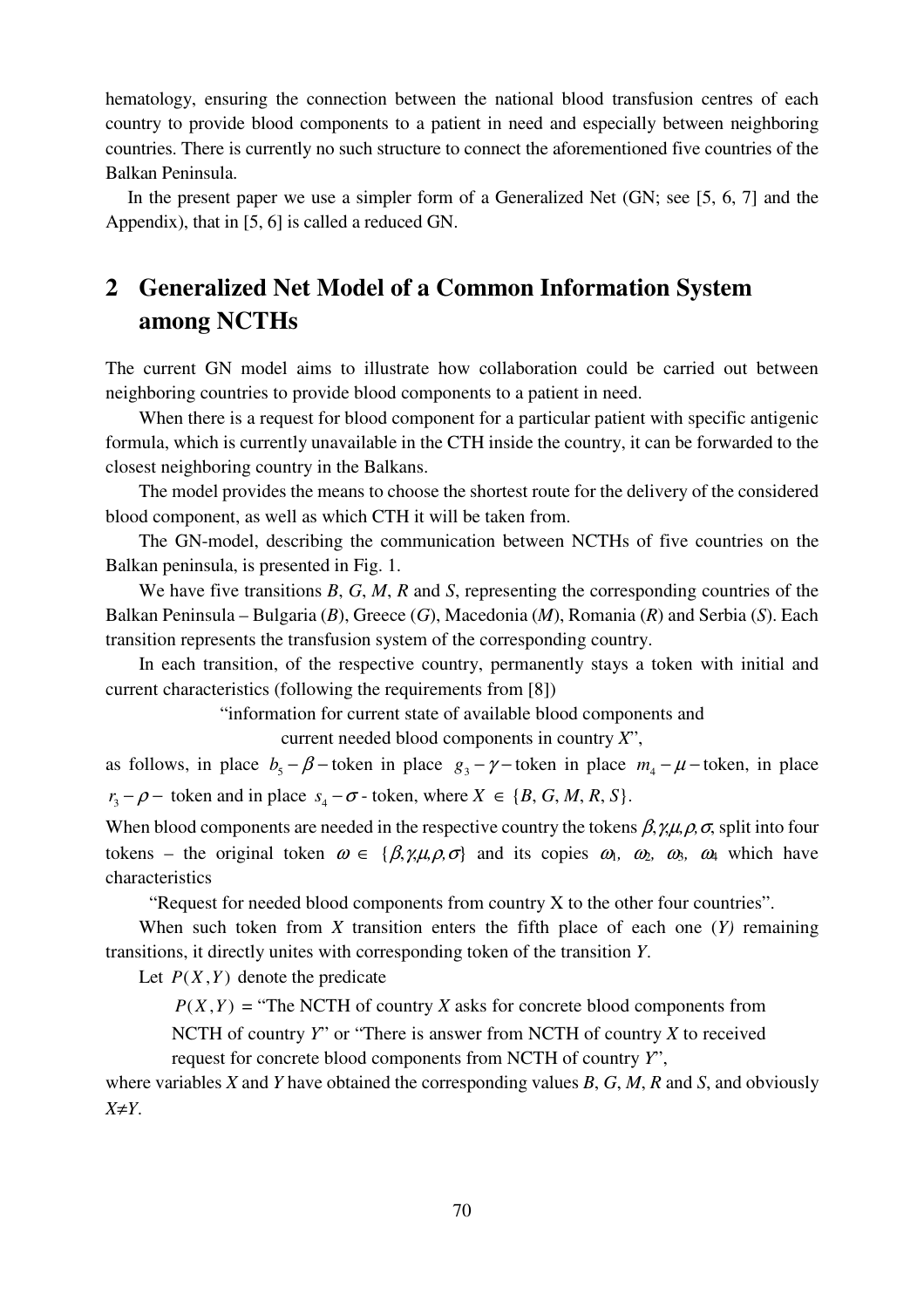hematology, ensuring the connection between the national blood transfusion centres of each country to provide blood components to a patient in need and especially between neighboring countries. There is currently no such structure to connect the aforementioned five countries of the Balkan Peninsula.

In the present paper we use a simpler form of a Generalized Net (GN; see [5, 6, 7] and the Appendix), that in [5, 6] is called a reduced GN.

## 2 Generalized Net Model of a Common Information System among NCTHs

The current GN model aims to illustrate how collaboration could be carried out between neighboring countries to provide blood components to a patient in need.

When there is a request for blood component for a particular patient with specific antigenic formula, which is currently unavailable in the CTH inside the country, it can be forwarded to the closest neighboring country in the Balkans.

The model provides the means to choose the shortest route for the delivery of the considered blood component, as well as which CTH it will be taken from.

The GN-model, describing the communication between NCTHs of five countries on the Balkan peninsula, is presented in Fig. 1.

We have five transitions *B*, *G*, *M*, *R* and *S*, representing the corresponding countries of the Balkan Peninsula – Bulgaria (*B*), Greece (*G*), Macedonia (*M*), Romania (*R*) and Serbia (*S*). Each transition represents the transfusion system of the corresponding country.

In each transition, of the respective country, permanently stays a token with initial and current characteristics (following the requirements from [8])

"information for current state of available blood components and current needed blood components in country *X*",

as follows, in place $b_5 - \beta -$token in place $g_3 - \gamma -$token in place $m_4 - \mu -$token, in place $r_3 - \rho -$ token and in place $s_4 - \sigma$ - token, where $X \in \{B, G, M, R, S\}$.

When blood components are needed in the respective country the tokens $\beta, \gamma, \mu, \rho, \sigma$, split into four tokens – the original token $\omega \in \{\beta, \gamma, \mu, \rho, \sigma\}$ and its copies $\omega_1$, $\omega_2$, $\omega_3$, $\omega_4$ which have characteristics

"Request for needed blood components from country X to the other four countries".

When such token from *X* transition enters the fifth place of each one (*Y*) remaining transitions, it directly unites with corresponding token of the transition *Y*.

Let $P(X,Y)$ denote the predicate

$P(X,Y)$ = "The NCTH of country *X* asks for concrete blood components from NCTH of country *Y*" or "There is answer from NCTH of country *X* to received request for concrete blood components from NCTH of country *Y*",

where variables *X* and *Y* have obtained the corresponding values *B*, *G*, *M*, *R* and *S*, and obviously $X \neq Y$.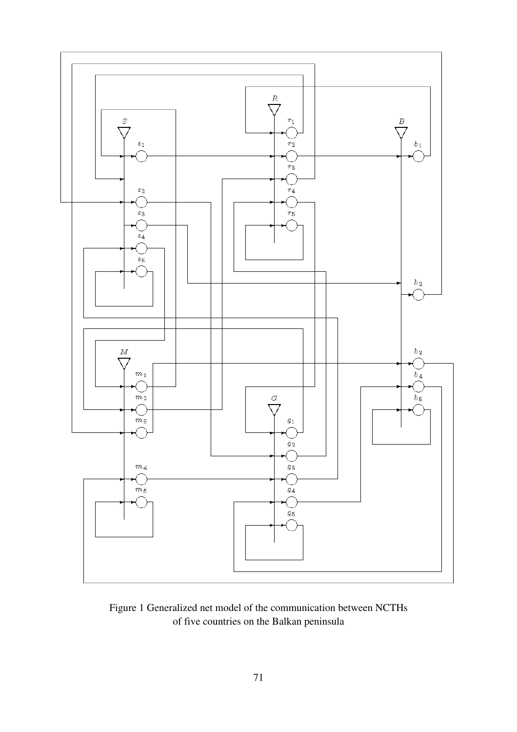Figure 1 Generalized net model of the communication between NCTHs of five countries on the Balkan peninsula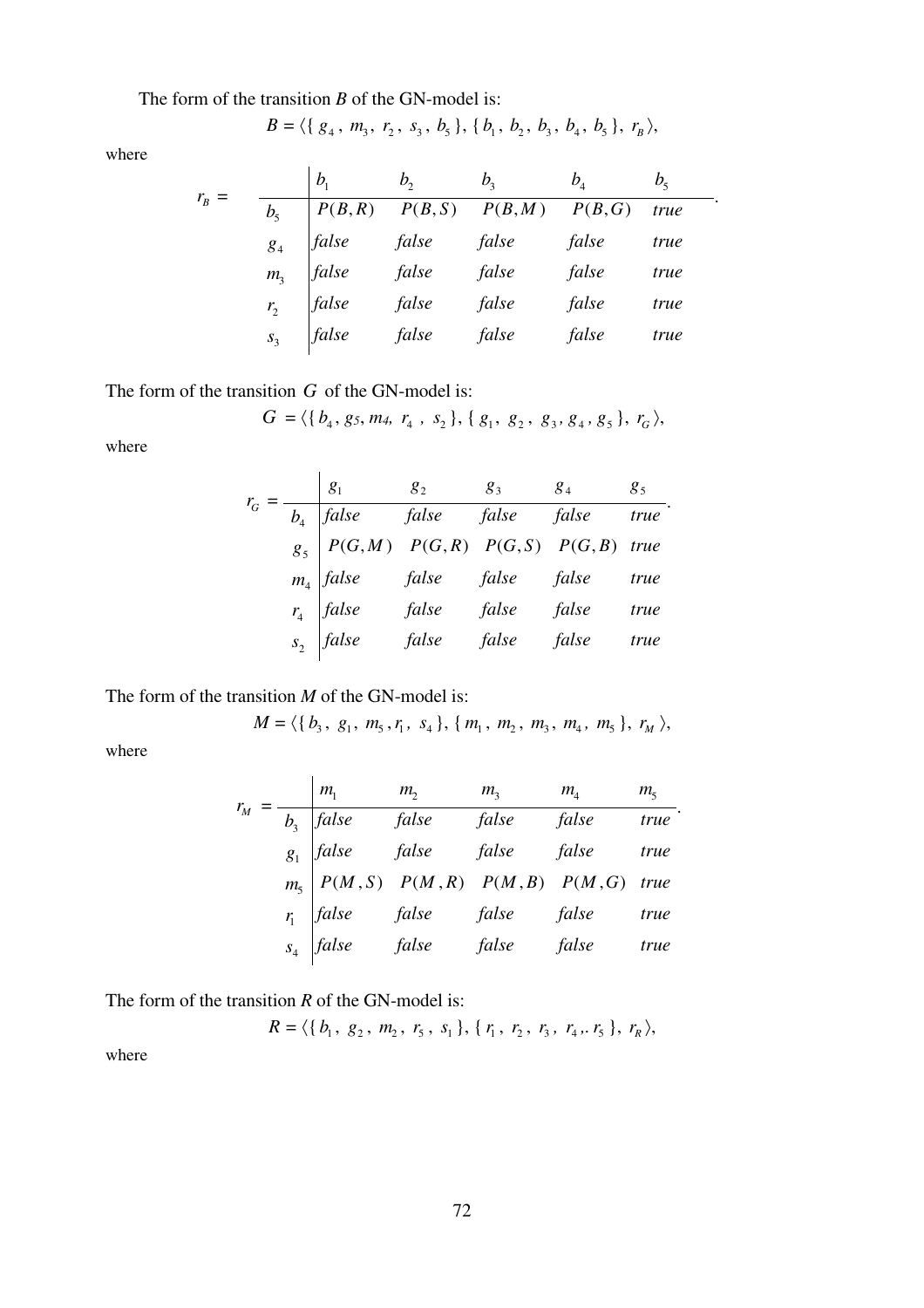The form of the transition *B* of the GN-model is:

$$B = \langle \{ g_4, m_3, r_2, s_3, b_5 \}, \{ b_1, b_2, b_3, b_4, b_5 \}, r_B \rangle,$$

where

$$r_B = \begin{array}{c|ccccc} & b_1 & b_2 & b_3 & b_4 & b_5 \\ \hline b_5 & P(B,R) & P(B,S) & P(B,M) & P(B,G) & true \\ g_4 & false & false & false & false & true \\ m_3 & false & false & false & false & true \\ r_2 & false & false & false & false & true \\ s_3 & false & false & false & false & true \end{array}.$$

The form of the transition $G$ of the GN-model is:

$$G = \langle \{ b_4, g_5, m_4, r_4, s_2 \}, \{ g_1, g_2, g_3, g_4, g_5 \}, r_G \rangle,$$

where

$$r_G = \begin{array}{c|ccccc} & g_1 & g_2 & g_3 & g_4 & g_5 \\ \hline b_4 & false & false & false & false & true \\ g_5 & P(G,M) & P(G,R) & P(G,S) & P(G,B) & true \\ m_4 & false & false & false & false & true \\ r_4 & false & false & false & false & true \\ s_2 & false & false & false & false & true \end{array}.$$

The form of the transition *M* of the GN-model is:

$$M = \langle \{ b_3, g_1, m_5, r_1, s_4 \}, \{ m_1, m_2, m_3, m_4, m_5 \}, r_M \rangle,$$

where

$$r_M = \begin{array}{c|ccccc} & m_1 & m_2 & m_3 & m_4 & m_5 \\ \hline b_3 & false & false & false & false & true \\ g_1 & false & false & false & false & true \\ m_5 & P(M,S) & P(M,R) & P(M,B) & P(M,G) & true \\ r_1 & false & false & false & false & true \\ s_4 & false & false & false & false & true \end{array}.$$

The form of the transition *R* of the GN-model is:

$$R = \langle \{ b_1, g_2, m_2, r_5, s_1 \}, \{ r_1, r_2, r_3, r_4,. r_5 \}, r_R \rangle,$$

where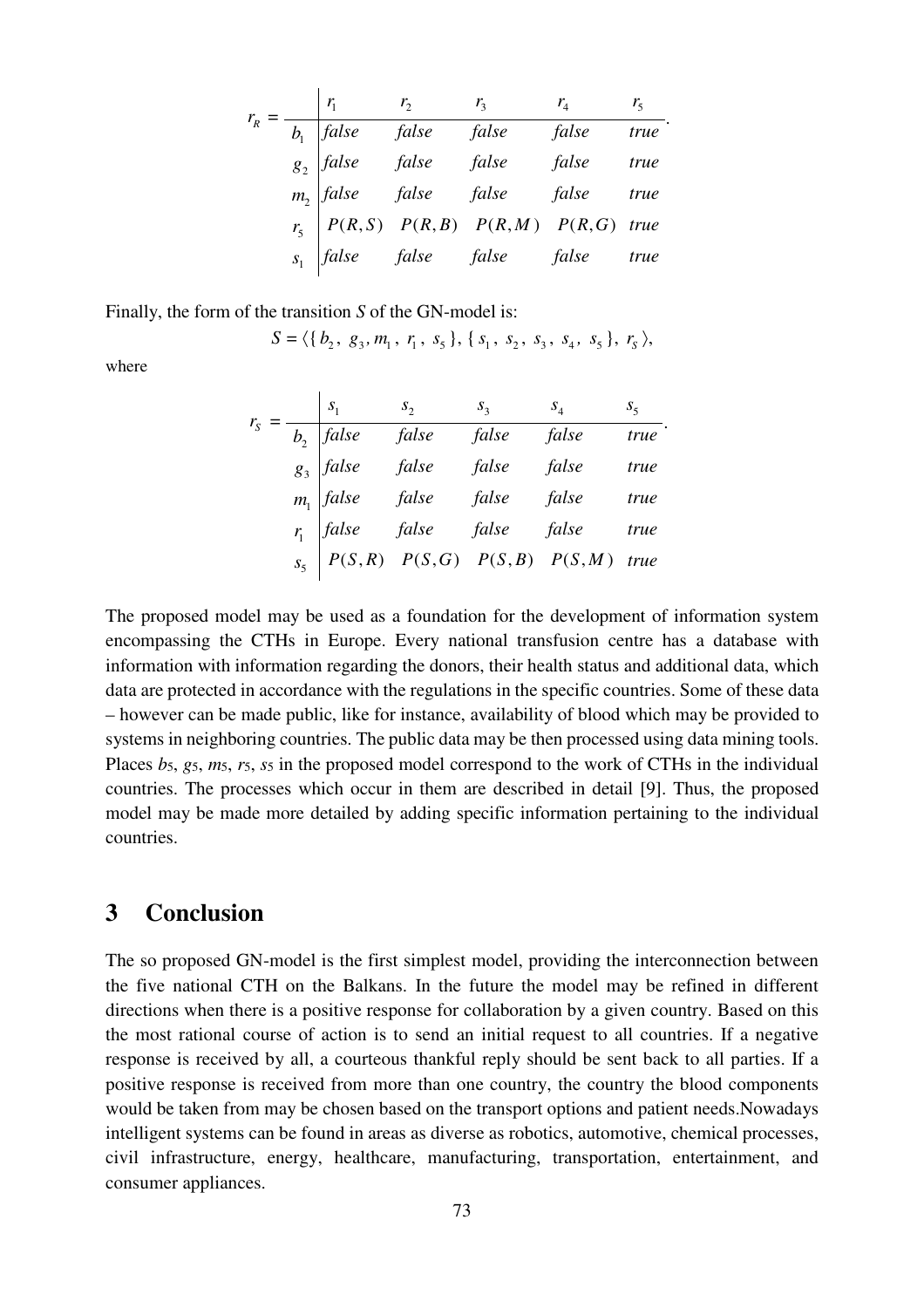$$r_R = \begin{array}{c|ccccc} & r_1 & r_2 & r_3 & r_4 & r_5 \\ \hline b_1 & false & false & false & false & true \\ g_2 & false & false & false & false & true \\ m_2 & false & false & false & false & true \\ r_5 & P(R,S) & P(R,B) & P(R,M) & P(R,G) & true \\ s_1 & false & false & false & false & true \end{array}.$$

Finally, the form of the transition *S* of the GN-model is:

$$S = \langle \{ b_2,\ g_3, m_1,\ r_1,\ s_5 \}, \{ s_1,\ s_2,\ s_3,\ s_4,\ s_5 \},\ r_S \rangle,$$

where

$$r_S = \begin{array}{c|ccccc} & s_1 & s_2 & s_3 & s_4 & s_5 \\ \hline b_2 & false & false & false & false & true \\ g_3 & false & false & false & false & true \\ m_1 & false & false & false & false & true \\ r_1 & false & false & false & false & true \\ s_5 & P(S,R) & P(S,G) & P(S,B) & P(S,M) & true \end{array}.$$

The proposed model may be used as a foundation for the development of information system encompassing the CTHs in Europe. Every national transfusion centre has a database with information with information regarding the donors, their health status and additional data, which data are protected in accordance with the regulations in the specific countries. Some of these data – however can be made public, like for instance, availability of blood which may be provided to systems in neighboring countries. The public data may be then processed using data mining tools. Places $b_5$, $g_5$, $m_5$, $r_5$, $s_5$ in the proposed model correspond to the work of CTHs in the individual countries. The processes which occur in them are described in detail [9]. Thus, the proposed model may be made more detailed by adding specific information pertaining to the individual countries.

# 3 Conclusion

The so proposed GN-model is the first simplest model, providing the interconnection between the five national CTH on the Balkans. In the future the model may be refined in different directions when there is a positive response for collaboration by a given country. Based on this the most rational course of action is to send an initial request to all countries. If a negative response is received by all, a courteous thankful reply should be sent back to all parties. If a positive response is received from more than one country, the country the blood components would be taken from may be chosen based on the transport options and patient needs.Nowadays intelligent systems can be found in areas as diverse as robotics, automotive, chemical processes, civil infrastructure, energy, healthcare, manufacturing, transportation, entertainment, and consumer appliances.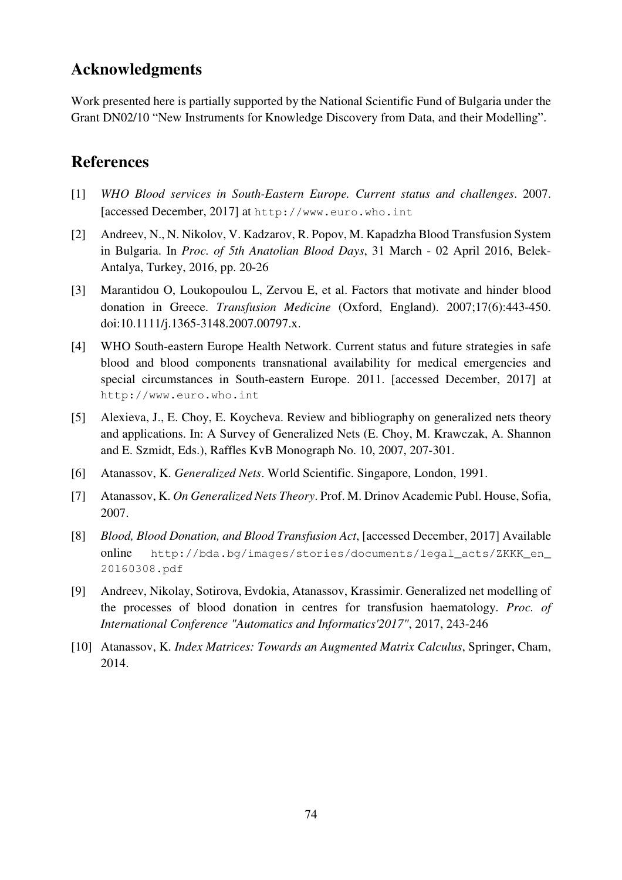## Acknowledgments

Work presented here is partially supported by the National Scientific Fund of Bulgaria under the Grant DN02/10 "New Instruments for Knowledge Discovery from Data, and their Modelling".

## References

[1] *WHO Blood services in South-Eastern Europe. Current status and challenges*. 2007. [accessed December, 2017] at http://www.euro.who.int

[2] Andreev, N., N. Nikolov, V. Kadzarov, R. Popov, M. Kapadzha Blood Transfusion System in Bulgaria. In *Proc. of 5th Anatolian Blood Days*, 31 March - 02 April 2016, Belek-Antalya, Turkey, 2016, pp. 20-26

[3] Marantidou O, Loukopoulou L, Zervou E, et al. Factors that motivate and hinder blood donation in Greece. *Transfusion Medicine* (Oxford, England). 2007;17(6):443-450. doi:10.1111/j.1365-3148.2007.00797.x.

[4] WHO South-eastern Europe Health Network. Current status and future strategies in safe blood and blood components transnational availability for medical emergencies and special circumstances in South-eastern Europe. 2011. [accessed December, 2017] at http://www.euro.who.int

[5] Alexieva, J., E. Choy, E. Koycheva. Review and bibliography on generalized nets theory and applications. In: A Survey of Generalized Nets (E. Choy, M. Krawczak, A. Shannon and E. Szmidt, Eds.), Raffles KvB Monograph No. 10, 2007, 207-301.

[6] Atanassov, K. *Generalized Nets*. World Scientific. Singapore, London, 1991.

[7] Atanassov, K. *On Generalized Nets Theory*. Prof. M. Drinov Academic Publ. House, Sofia, 2007.

[8] *Blood, Blood Donation, and Blood Transfusion Act*, [accessed December, 2017] Available online http://bda.bg/images/stories/documents/legal_acts/ZKKK_en_20160308.pdf

[9] Andreev, Nikolay, Sotirova, Evdokia, Atanassov, Krassimir. Generalized net modelling of the processes of blood donation in centres for transfusion haematology. *Proc. of International Conference "Automatics and Informatics'2017"*, 2017, 243-246

[10] Atanassov, K. *Index Matrices: Towards an Augmented Matrix Calculus*, Springer, Cham, 2014.